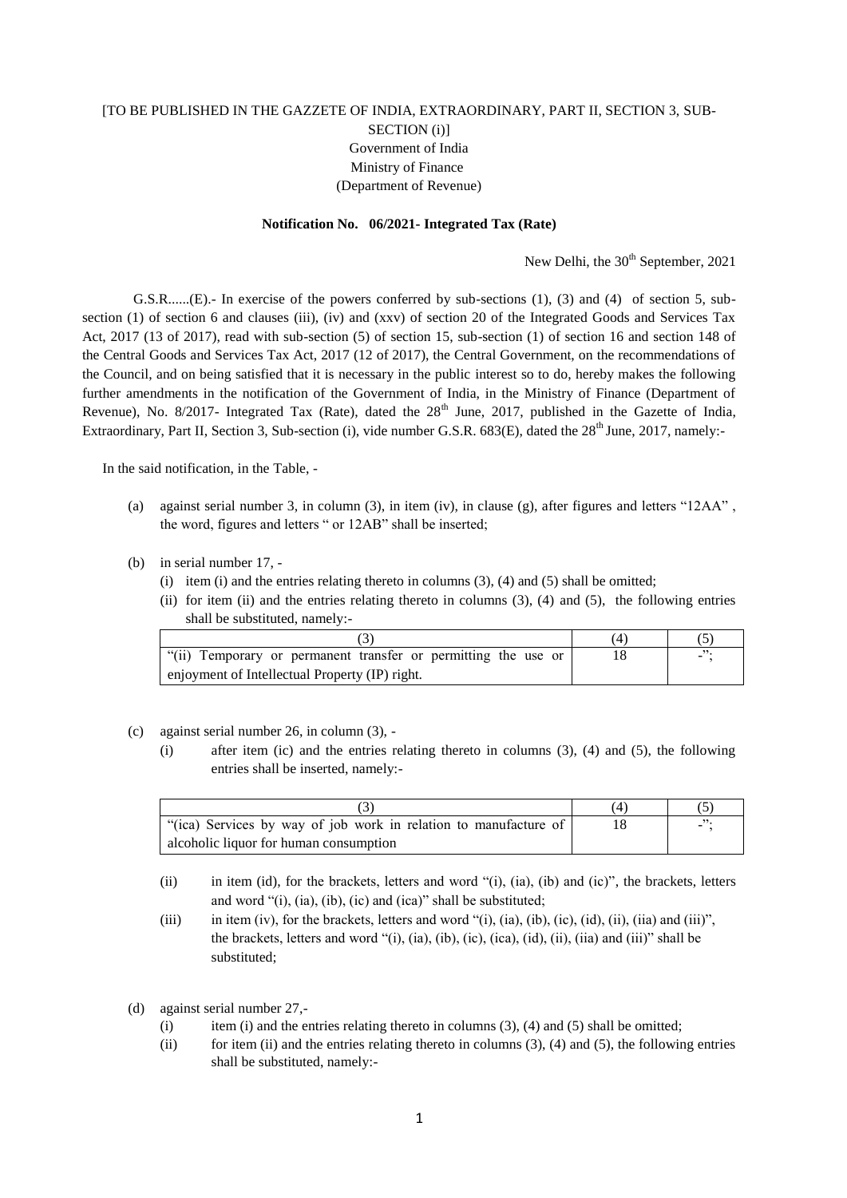[TO BE PUBLISHED IN THE GAZZETE OF INDIA, EXTRAORDINARY, PART II, SECTION 3, SUB-SECTION (i)]

Government of India

Ministry of Finance

(Department of Revenue)

**Notification No. 06/2021- Integrated Tax (Rate)**

New Delhi, the 30th September, 2021

G.S.R......(E).- In exercise of the powers conferred by sub-sections (1), (3) and (4) of section 5, sub-section (1) of section 6 and clauses (iii), (iv) and (xxv) of section 20 of the Integrated Goods and Services Tax Act, 2017 (13 of 2017), read with sub-section (5) of section 15, sub-section (1) of section 16 and section 148 of the Central Goods and Services Tax Act, 2017 (12 of 2017), the Central Government, on the recommendations of the Council, and on being satisfied that it is necessary in the public interest so to do, hereby makes the following further amendments in the notification of the Government of India, in the Ministry of Finance (Department of Revenue), No. 8/2017- Integrated Tax (Rate), dated the 28th June, 2017, published in the Gazette of India, Extraordinary, Part II, Section 3, Sub-section (i), vide number G.S.R. 683(E), dated the 28th June, 2017, namely:-

In the said notification, in the Table, -

(a) against serial number 3, in column (3), in item (iv), in clause (g), after figures and letters "12AA" , the word, figures and letters " or 12AB" shall be inserted;

(b) in serial number 17, -

(i) item (i) and the entries relating thereto in columns (3), (4) and (5) shall be omitted;

(ii) for item (ii) and the entries relating thereto in columns (3), (4) and (5), the following entries shall be substituted, namely:-

| (3) | (4) | (5) |
|---|---|---|
| "(ii) Temporary or permanent transfer or permitting the use or enjoyment of Intellectual Property (IP) right. | 18 | -"; |

(c) against serial number 26, in column (3), -

(i) after item (ic) and the entries relating thereto in columns (3), (4) and (5), the following entries shall be inserted, namely:-

| (3) | (4) | (5) |
|---|---|---|
| "(ica) Services by way of job work in relation to manufacture of alcoholic liquor for human consumption | 18 | -"; |

(ii) in item (id), for the brackets, letters and word "(i), (ia), (ib) and (ic)", the brackets, letters and word "(i), (ia), (ib), (ic) and (ica)" shall be substituted;

(iii) in item (iv), for the brackets, letters and word "(i), (ia), (ib), (ic), (id), (ii), (iia) and (iii)", the brackets, letters and word "(i), (ia), (ib), (ic), (ica), (id), (ii), (iia) and (iii)" shall be substituted;

(d) against serial number 27,-

(i) item (i) and the entries relating thereto in columns (3), (4) and (5) shall be omitted;

(ii) for item (ii) and the entries relating thereto in columns (3), (4) and (5), the following entries shall be substituted, namely:-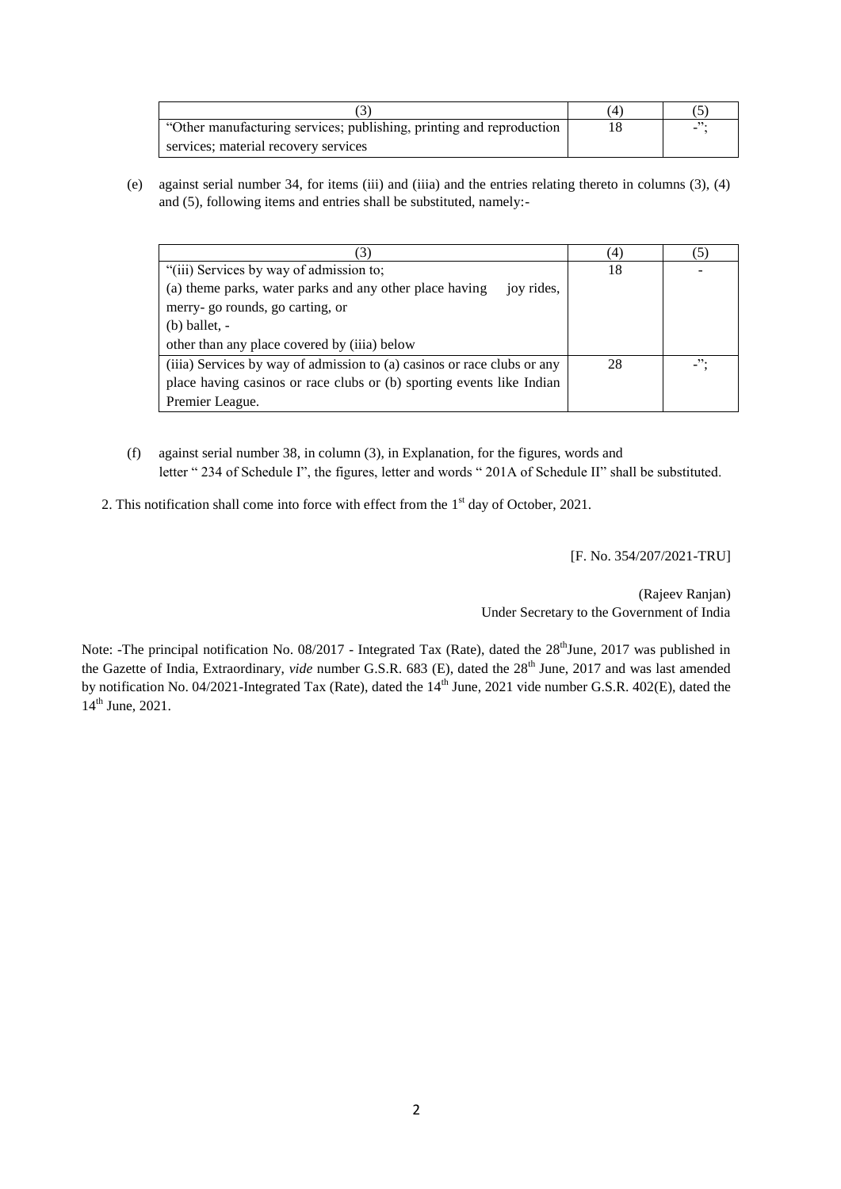| (3) | (4) | (5) |
|---|---|---|
| "Other manufacturing services; publishing, printing and reproduction services; material recovery services | 18 | -"; |

(e) against serial number 34, for items (iii) and (iiia) and the entries relating thereto in columns (3), (4) and (5), following items and entries shall be substituted, namely:-

| (3) | (4) | (5) |
|---|---|---|
| "(iii) Services by way of admission to;<br>(a) theme parks, water parks and any other place having joy rides, merry- go rounds, go carting, or<br>(b) ballet, -<br>other than any place covered by (iiia) below | 18 | - |
| (iiia) Services by way of admission to (a) casinos or race clubs or any place having casinos or race clubs or (b) sporting events like Indian Premier League. | 28 | -"; |

(f) against serial number 38, in column (3), in Explanation, for the figures, words and letter " 234 of Schedule I", the figures, letter and words " 201A of Schedule II" shall be substituted.

2. This notification shall come into force with effect from the 1st day of October, 2021.

[F. No. 354/207/2021-TRU]

(Rajeev Ranjan)
Under Secretary to the Government of India

Note: -The principal notification No. 08/2017 - Integrated Tax (Rate), dated the 28th June, 2017 was published in the Gazette of India, Extraordinary, *vide* number G.S.R. 683 (E), dated the 28th June, 2017 and was last amended by notification No. 04/2021-Integrated Tax (Rate), dated the 14th June, 2021 vide number G.S.R. 402(E), dated the 14th June, 2021.